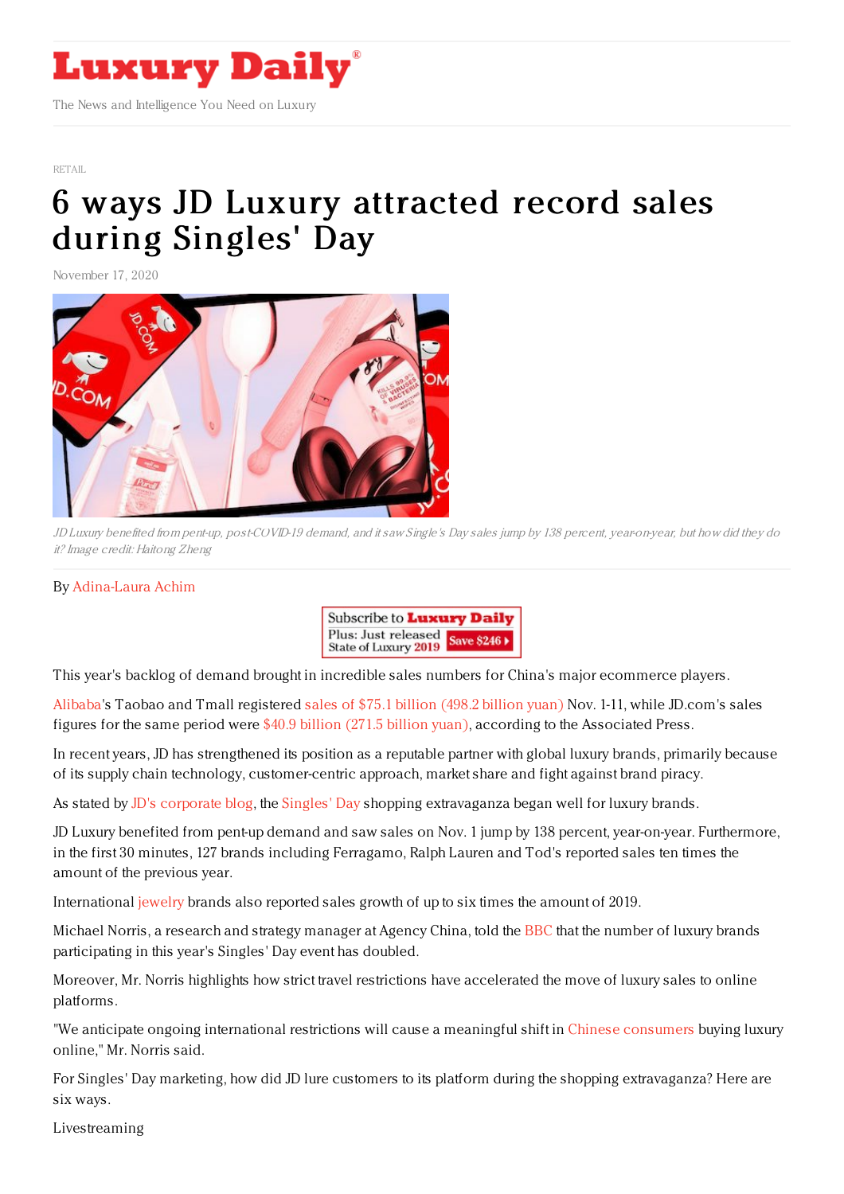RETAIL

# 6 ways JD Luxury attracted record sales during Singles' Day

November 17, 2020

*JD Luxury benefited from pent-up, post-COVID-19 demand, and it saw Single's Day sales jump by 138 percent, year-on-year, but how did they do it? Image credit: Haitong Zheng*

By Adina-Laura Achim

This year's backlog of demand brought in incredible sales numbers for China's major ecommerce players.

Alibaba's Taobao and Tmall registered sales of $75.1 billion (498.2 billion yuan) Nov. 1-11, while JD.com's sales figures for the same period were $40.9 billion (271.5 billion yuan), according to the Associated Press.

In recent years, JD has strengthened its position as a reputable partner with global luxury brands, primarily because of its supply chain technology, customer-centric approach, market share and fight against brand piracy.

As stated by JD's corporate blog, the Singles' Day shopping extravaganza began well for luxury brands.

JD Luxury benefited from pent-up demand and saw sales on Nov. 1 jump by 138 percent, year-on-year. Furthermore, in the first 30 minutes, 127 brands including Ferragamo, Ralph Lauren and Tod's reported sales ten times the amount of the previous year.

International jewelry brands also reported sales growth of up to six times the amount of 2019.

Michael Norris, a research and strategy manager at Agency China, told the BBC that the number of luxury brands participating in this year's Singles' Day event has doubled.

Moreover, Mr. Norris highlights how strict travel restrictions have accelerated the move of luxury sales to online platforms.

"We anticipate ongoing international restrictions will cause a meaningful shift in Chinese consumers buying luxury online," Mr. Norris said.

For Singles' Day marketing, how did JD lure customers to its platform during the shopping extravaganza? Here are six ways.

Livestreaming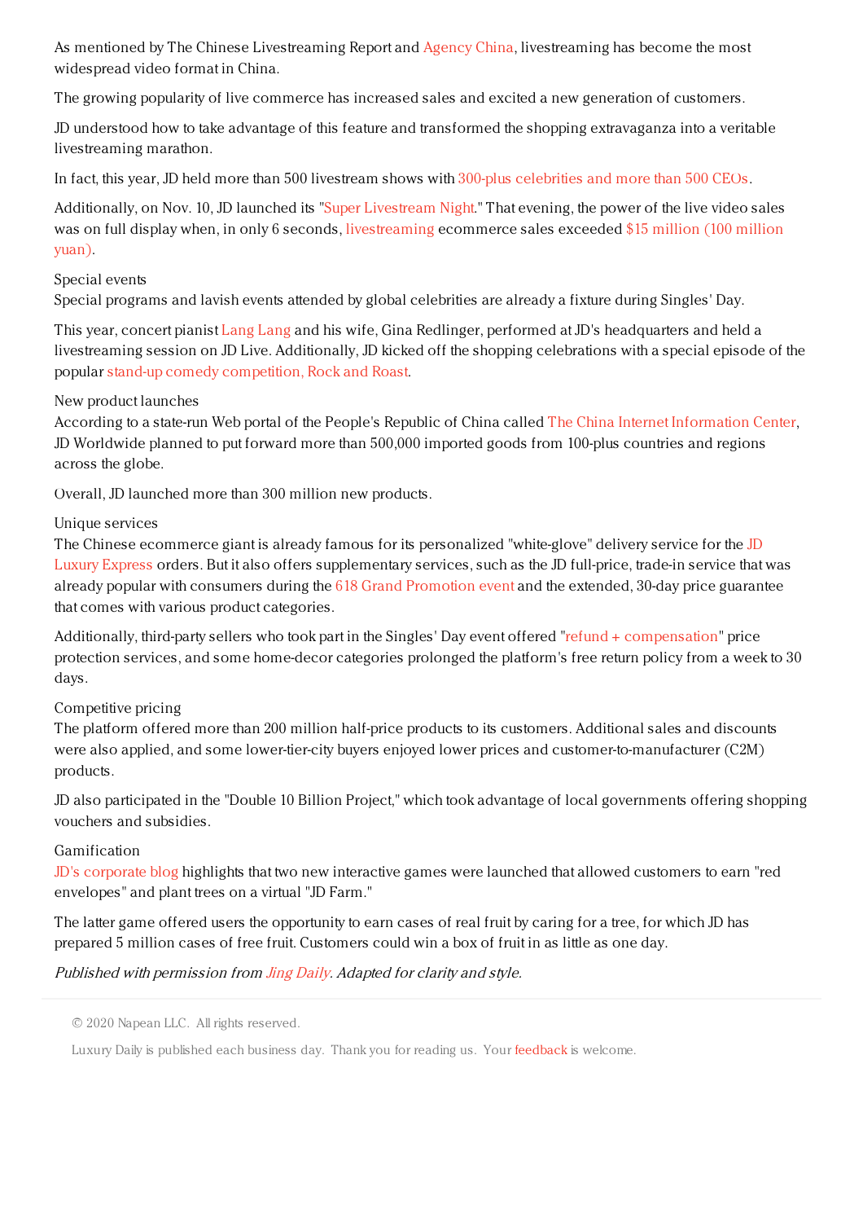As mentioned by The Chinese Livestreaming Report and Agency China, livestreaming has become the most widespread video format in China.

The growing popularity of live commerce has increased sales and excited a new generation of customers.

JD understood how to take advantage of this feature and transformed the shopping extravaganza into a veritable livestreaming marathon.

In fact, this year, JD held more than 500 livestream shows with 300-plus celebrities and more than 500 CEOs.

Additionally, on Nov. 10, JD launched its "Super Livestream Night." That evening, the power of the live video sales was on full display when, in only 6 seconds, livestreaming ecommerce sales exceeded $15 million (100 million yuan).

Special events

Special programs and lavish events attended by global celebrities are already a fixture during Singles' Day.

This year, concert pianist Lang Lang and his wife, Gina Redlinger, performed at JD's headquarters and held a livestreaming session on JD Live. Additionally, JD kicked off the shopping celebrations with a special episode of the popular stand-up comedy competition, Rock and Roast.

New product launches

According to a state-run Web portal of the People's Republic of China called The China Internet Information Center, JD Worldwide planned to put forward more than 500,000 imported goods from 100-plus countries and regions across the globe.

Overall, JD launched more than 300 million new products.

Unique services

The Chinese ecommerce giant is already famous for its personalized "white-glove" delivery service for the JD Luxury Express orders. But it also offers supplementary services, such as the JD full-price, trade-in service that was already popular with consumers during the 618 Grand Promotion event and the extended, 30-day price guarantee that comes with various product categories.

Additionally, third-party sellers who took part in the Singles' Day event offered "refund + compensation" price protection services, and some home-decor categories prolonged the platform's free return policy from a week to 30 days.

Competitive pricing

The platform offered more than 200 million half-price products to its customers. Additional sales and discounts were also applied, and some lower-tier-city buyers enjoyed lower prices and customer-to-manufacturer (C2M) products.

JD also participated in the "Double 10 Billion Project," which took advantage of local governments offering shopping vouchers and subsidies.

Gamification

JD's corporate blog highlights that two new interactive games were launched that allowed customers to earn "red envelopes" and plant trees on a virtual "JD Farm."

The latter game offered users the opportunity to earn cases of real fruit by caring for a tree, for which JD has prepared 5 million cases of free fruit. Customers could win a box of fruit in as little as one day.

*Published with permission from Jing Daily. Adapted for clarity and style.*

© 2020 Napean LLC. All rights reserved.

Luxury Daily is published each business day. Thank you for reading us. Your feedback is welcome.